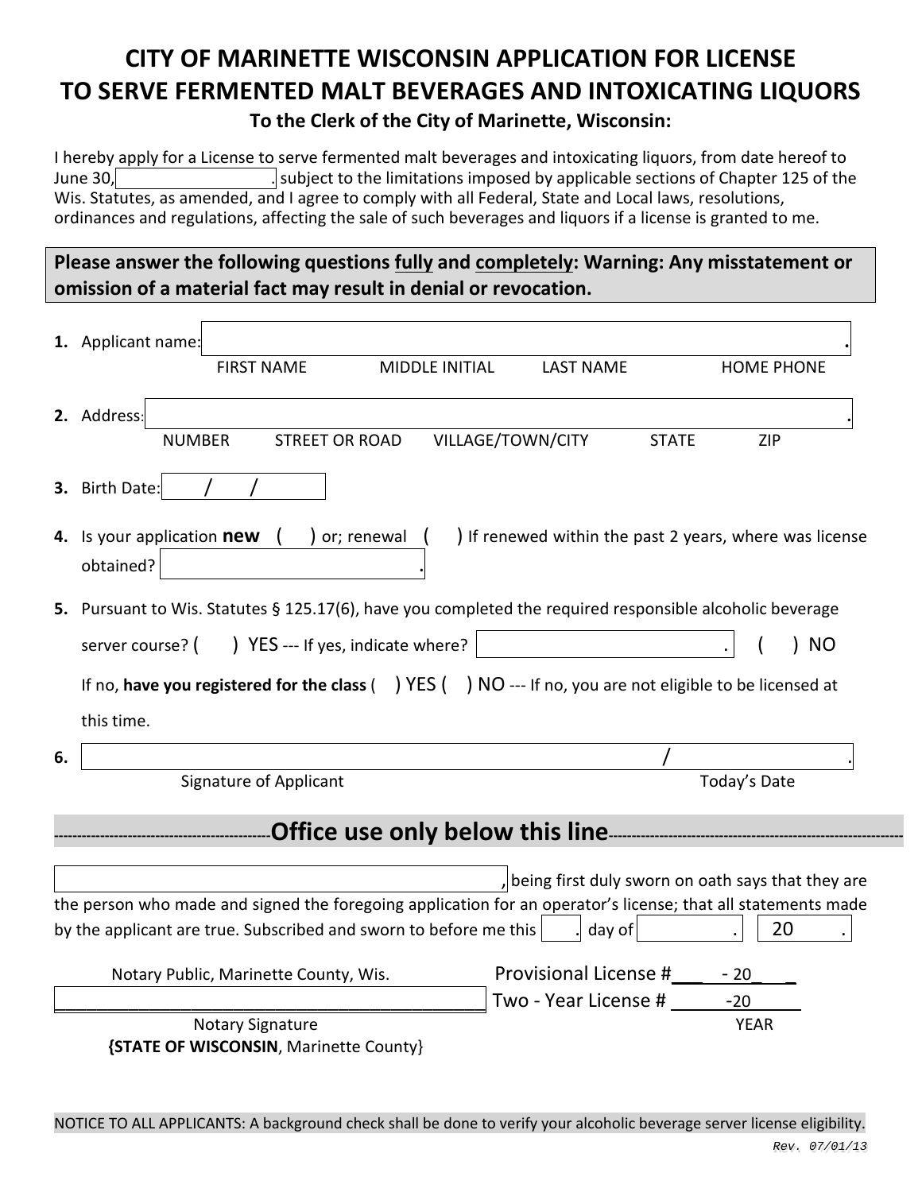# CITY OF MARINETTE WISCONSIN APPLICATION FOR LICENSE TO SERVE FERMENTED MALT BEVERAGES AND INTOXICATING LIQUORS

**To the Clerk of the City of Marinette, Wisconsin:**

I hereby apply for a License to serve fermented malt beverages and intoxicating liquors, from date hereof to June 30, ________. subject to the limitations imposed by applicable sections of Chapter 125 of the Wis. Statutes, as amended, and I agree to comply with all Federal, State and Local laws, resolutions, ordinances and regulations, affecting the sale of such beverages and liquors if a license is granted to me.

**Please answer the following questions fully and completely: Warning: Any misstatement or omission of a material fact may result in denial or revocation.**

1. Applicant name: ____________________________________________.
   FIRST NAME  MIDDLE INITIAL  LAST NAME  HOME PHONE

2. Address: ____________________________________________.
   NUMBER  STREET OR ROAD  VILLAGE/TOWN/CITY  STATE  ZIP

3. Birth Date: / /

4. Is your application **new** ( ) or; renewal ( ) If renewed within the past 2 years, where was license obtained? ________________.

5. Pursuant to Wis. Statutes § 125.17(6), have you completed the required responsible alcoholic beverage server course? ( ) YES --- If yes, indicate where? ________________. ( ) NO

   If no, **have you registered for the class** ( ) YES ( ) NO --- If no, you are not eligible to be licensed at this time.

6. ________________________________________ / ________________.
   Signature of Applicant  Today's Date

## Office use only below this line

________________________________, being first duly sworn on oath says that they are the person who made and signed the foregoing application for an operator's license; that all statements made by the applicant are true. Subscribed and sworn to before me this ____. day of ________. 20 ____.

Notary Public, Marinette County, Wis.

________________________________________

Notary Signature

**{STATE OF WISCONSIN**, Marinette County}

Provisional License #___ - 20___

Two - Year License # _____ -20_____

YEAR

NOTICE TO ALL APPLICANTS: A background check shall be done to verify your alcoholic beverage server license eligibility.

Rev. 07/01/13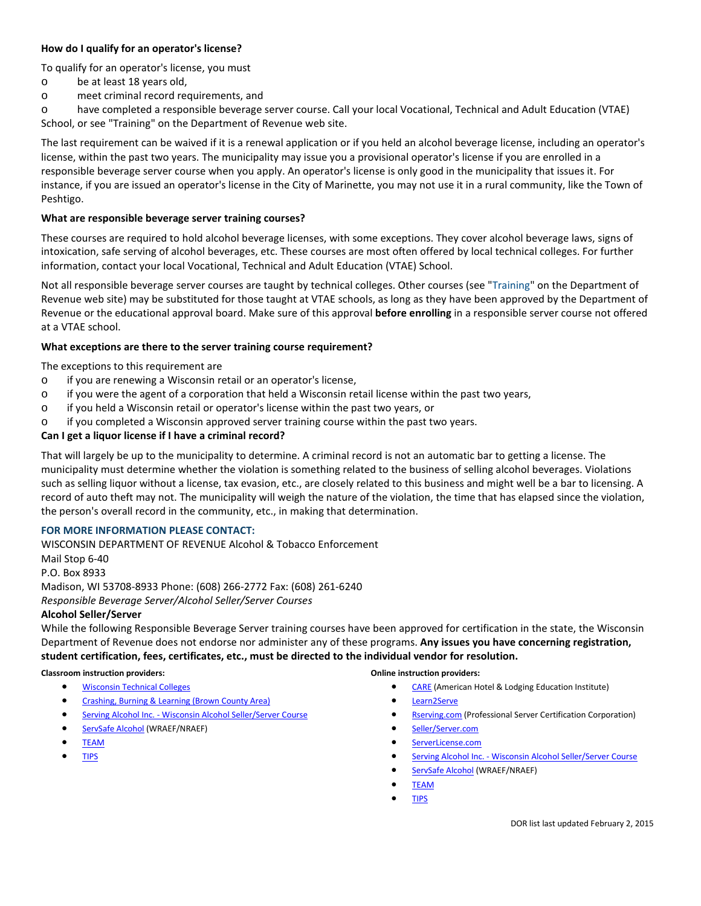### How do I qualify for an operator's license?

To qualify for an operator's license, you must

- o be at least 18 years old,
- o meet criminal record requirements, and
- o have completed a responsible beverage server course. Call your local Vocational, Technical and Adult Education (VTAE) School, or see "Training" on the Department of Revenue web site.

The last requirement can be waived if it is a renewal application or if you held an alcohol beverage license, including an operator's license, within the past two years. The municipality may issue you a provisional operator's license if you are enrolled in a responsible beverage server course when you apply. An operator's license is only good in the municipality that issues it. For instance, if you are issued an operator's license in the City of Marinette, you may not use it in a rural community, like the Town of Peshtigo.

### What are responsible beverage server training courses?

These courses are required to hold alcohol beverage licenses, with some exceptions. They cover alcohol beverage laws, signs of intoxication, safe serving of alcohol beverages, etc. These courses are most often offered by local technical colleges. For further information, contact your local Vocational, Technical and Adult Education (VTAE) School.

Not all responsible beverage server courses are taught by technical colleges. Other courses (see "Training" on the Department of Revenue web site) may be substituted for those taught at VTAE schools, as long as they have been approved by the Department of Revenue or the educational approval board. Make sure of this approval **before enrolling** in a responsible server course not offered at a VTAE school.

### What exceptions are there to the server training course requirement?

The exceptions to this requirement are

- o if you are renewing a Wisconsin retail or an operator's license,
- o if you were the agent of a corporation that held a Wisconsin retail license within the past two years,
- o if you held a Wisconsin retail or operator's license within the past two years, or
- o if you completed a Wisconsin approved server training course within the past two years.

### Can I get a liquor license if I have a criminal record?

That will largely be up to the municipality to determine. A criminal record is not an automatic bar to getting a license. The municipality must determine whether the violation is something related to the business of selling alcohol beverages. Violations such as selling liquor without a license, tax evasion, etc., are closely related to this business and might well be a bar to licensing. A record of auto theft may not. The municipality will weigh the nature of the violation, the time that has elapsed since the violation, the person's overall record in the community, etc., in making that determination.

**FOR MORE INFORMATION PLEASE CONTACT:**

WISCONSIN DEPARTMENT OF REVENUE Alcohol & Tobacco Enforcement
Mail Stop 6-40
P.O. Box 8933
Madison, WI 53708-8933 Phone: (608) 266-2772 Fax: (608) 261-6240

*Responsible Beverage Server/Alcohol Seller/Server Courses*

**Alcohol Seller/Server**

While the following Responsible Beverage Server training courses have been approved for certification in the state, the Wisconsin Department of Revenue does not endorse nor administer any of these programs. **Any issues you have concerning registration, student certification, fees, certificates, etc., must be directed to the individual vendor for resolution.**

**Classroom instruction providers:**

- Wisconsin Technical Colleges
- Crashing, Burning & Learning (Brown County Area)
- Serving Alcohol Inc. - Wisconsin Alcohol Seller/Server Course
- ServSafe Alcohol (WRAEF/NRAEF)
- TEAM
- TIPS

**Online instruction providers:**

- CARE (American Hotel & Lodging Education Institute)
- Learn2Serve
- Rserving.com (Professional Server Certification Corporation)
- Seller/Server.com
- ServerLicense.com
- Serving Alcohol Inc. - Wisconsin Alcohol Seller/Server Course
- ServSafe Alcohol (WRAEF/NRAEF)
- TEAM
- TIPS

DOR list last updated February 2, 2015